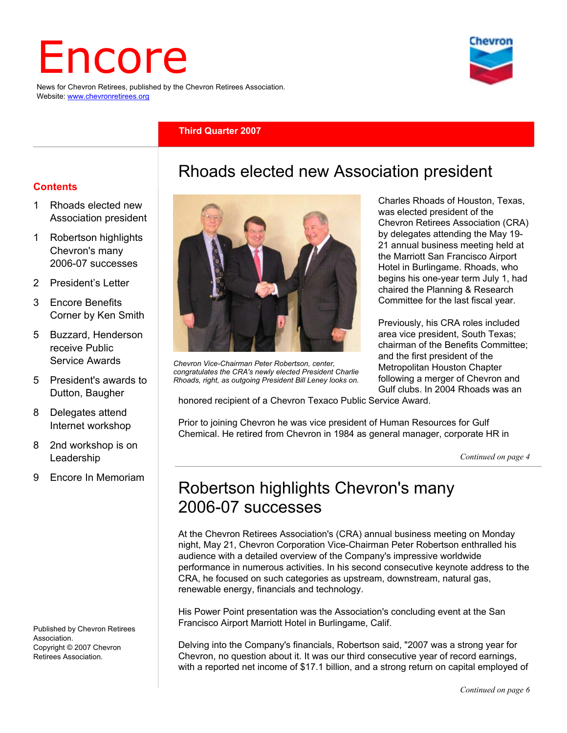# Encore

News for Chevron Retirees, published by the Chevron Retirees Association.
Website: www.chevronretirees.org

**Third Quarter 2007**

## Contents

1 Rhoads elected new Association president

1 Robertson highlights Chevron's many 2006-07 successes

2 President's Letter

3 Encore Benefits Corner by Ken Smith

5 Buzzard, Henderson receive Public Service Awards

5 President's awards to Dutton, Baugher

8 Delegates attend Internet workshop

8 2nd workshop is on Leadership

9 Encore In Memoriam

Published by Chevron Retirees Association.
Copyright © 2007 Chevron Retirees Association.

## Rhoads elected new Association president

*Chevron Vice-Chairman Peter Robertson, center, congratulates the CRA's newly elected President Charlie Rhoads, right, as outgoing President Bill Leney looks on.*

Charles Rhoads of Houston, Texas, was elected president of the Chevron Retirees Association (CRA) by delegates attending the May 19-21 annual business meeting held at the Marriott San Francisco Airport Hotel in Burlingame. Rhoads, who begins his one-year term July 1, had chaired the Planning & Research Committee for the last fiscal year.

Previously, his CRA roles included area vice president, South Texas; chairman of the Benefits Committee; and the first president of the Metropolitan Houston Chapter following a merger of Chevron and Gulf clubs. In 2004 Rhoads was an honored recipient of a Chevron Texaco Public Service Award.

Prior to joining Chevron he was vice president of Human Resources for Gulf Chemical. He retired from Chevron in 1984 as general manager, corporate HR in

*Continued on page 4*

## Robertson highlights Chevron's many 2006-07 successes

At the Chevron Retirees Association's (CRA) annual business meeting on Monday night, May 21, Chevron Corporation Vice-Chairman Peter Robertson enthralled his audience with a detailed overview of the Company's impressive worldwide performance in numerous activities. In his second consecutive keynote address to the CRA, he focused on such categories as upstream, downstream, natural gas, renewable energy, financials and technology.

His Power Point presentation was the Association's concluding event at the San Francisco Airport Marriott Hotel in Burlingame, Calif.

Delving into the Company's financials, Robertson said, "2007 was a strong year for Chevron, no question about it. It was our third consecutive year of record earnings, with a reported net income of $17.1 billion, and a strong return on capital employed of

*Continued on page 6*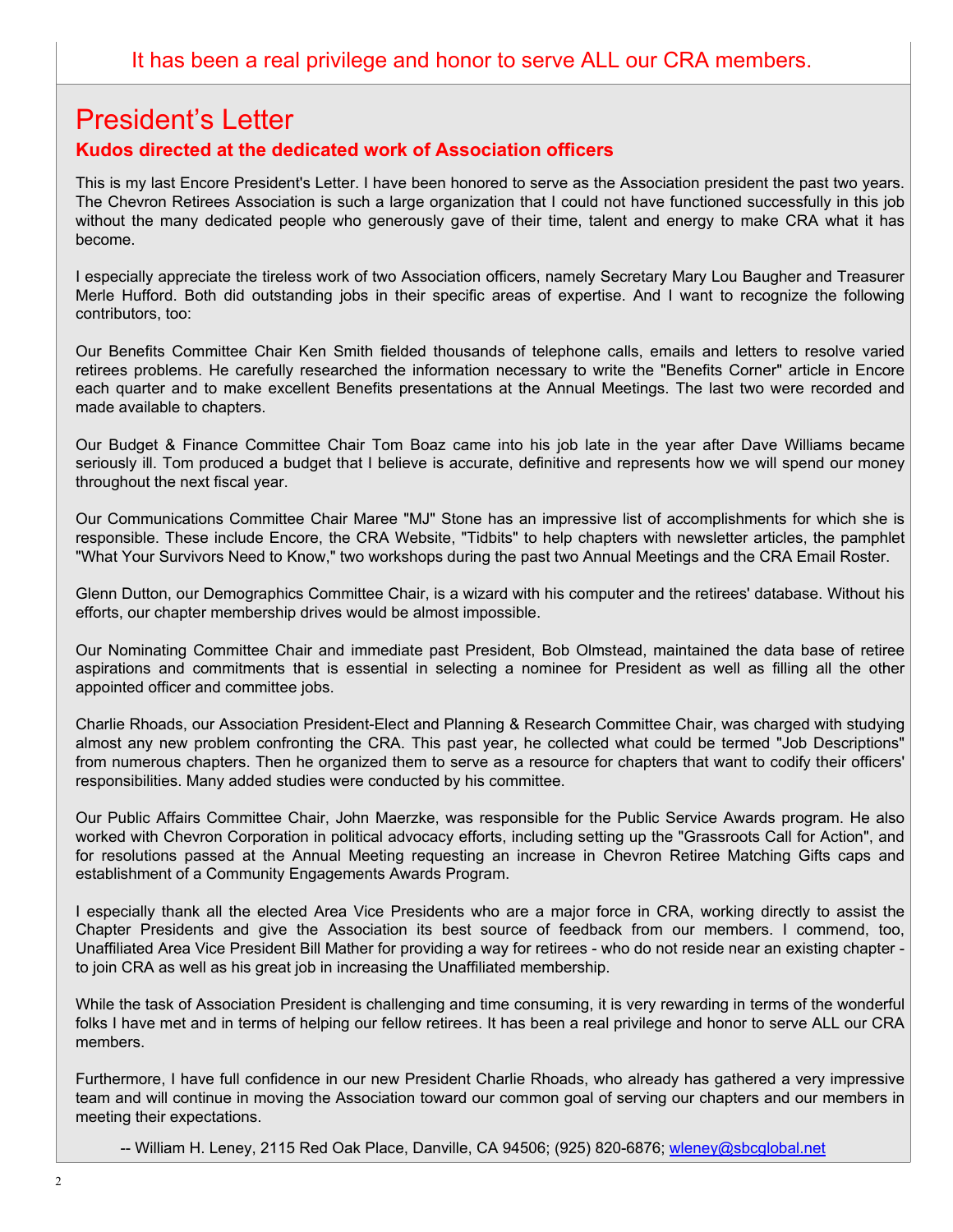It has been a real privilege and honor to serve ALL our CRA members.

# President's Letter

### Kudos directed at the dedicated work of Association officers

This is my last Encore President's Letter. I have been honored to serve as the Association president the past two years. The Chevron Retirees Association is such a large organization that I could not have functioned successfully in this job without the many dedicated people who generously gave of their time, talent and energy to make CRA what it has become.

I especially appreciate the tireless work of two Association officers, namely Secretary Mary Lou Baugher and Treasurer Merle Hufford. Both did outstanding jobs in their specific areas of expertise. And I want to recognize the following contributors, too:

Our Benefits Committee Chair Ken Smith fielded thousands of telephone calls, emails and letters to resolve varied retirees problems. He carefully researched the information necessary to write the "Benefits Corner" article in Encore each quarter and to make excellent Benefits presentations at the Annual Meetings. The last two were recorded and made available to chapters.

Our Budget & Finance Committee Chair Tom Boaz came into his job late in the year after Dave Williams became seriously ill. Tom produced a budget that I believe is accurate, definitive and represents how we will spend our money throughout the next fiscal year.

Our Communications Committee Chair Maree "MJ" Stone has an impressive list of accomplishments for which she is responsible. These include Encore, the CRA Website, "Tidbits" to help chapters with newsletter articles, the pamphlet "What Your Survivors Need to Know," two workshops during the past two Annual Meetings and the CRA Email Roster.

Glenn Dutton, our Demographics Committee Chair, is a wizard with his computer and the retirees' database. Without his efforts, our chapter membership drives would be almost impossible.

Our Nominating Committee Chair and immediate past President, Bob Olmstead, maintained the data base of retiree aspirations and commitments that is essential in selecting a nominee for President as well as filling all the other appointed officer and committee jobs.

Charlie Rhoads, our Association President-Elect and Planning & Research Committee Chair, was charged with studying almost any new problem confronting the CRA. This past year, he collected what could be termed "Job Descriptions" from numerous chapters. Then he organized them to serve as a resource for chapters that want to codify their officers' responsibilities. Many added studies were conducted by his committee.

Our Public Affairs Committee Chair, John Maerzke, was responsible for the Public Service Awards program. He also worked with Chevron Corporation in political advocacy efforts, including setting up the "Grassroots Call for Action", and for resolutions passed at the Annual Meeting requesting an increase in Chevron Retiree Matching Gifts caps and establishment of a Community Engagements Awards Program.

I especially thank all the elected Area Vice Presidents who are a major force in CRA, working directly to assist the Chapter Presidents and give the Association its best source of feedback from our members. I commend, too, Unaffiliated Area Vice President Bill Mather for providing a way for retirees - who do not reside near an existing chapter - to join CRA as well as his great job in increasing the Unaffiliated membership.

While the task of Association President is challenging and time consuming, it is very rewarding in terms of the wonderful folks I have met and in terms of helping our fellow retirees. It has been a real privilege and honor to serve ALL our CRA members.

Furthermore, I have full confidence in our new President Charlie Rhoads, who already has gathered a very impressive team and will continue in moving the Association toward our common goal of serving our chapters and our members in meeting their expectations.

-- William H. Leney, 2115 Red Oak Place, Danville, CA 94506; (925) 820-6876; wleney@sbcglobal.net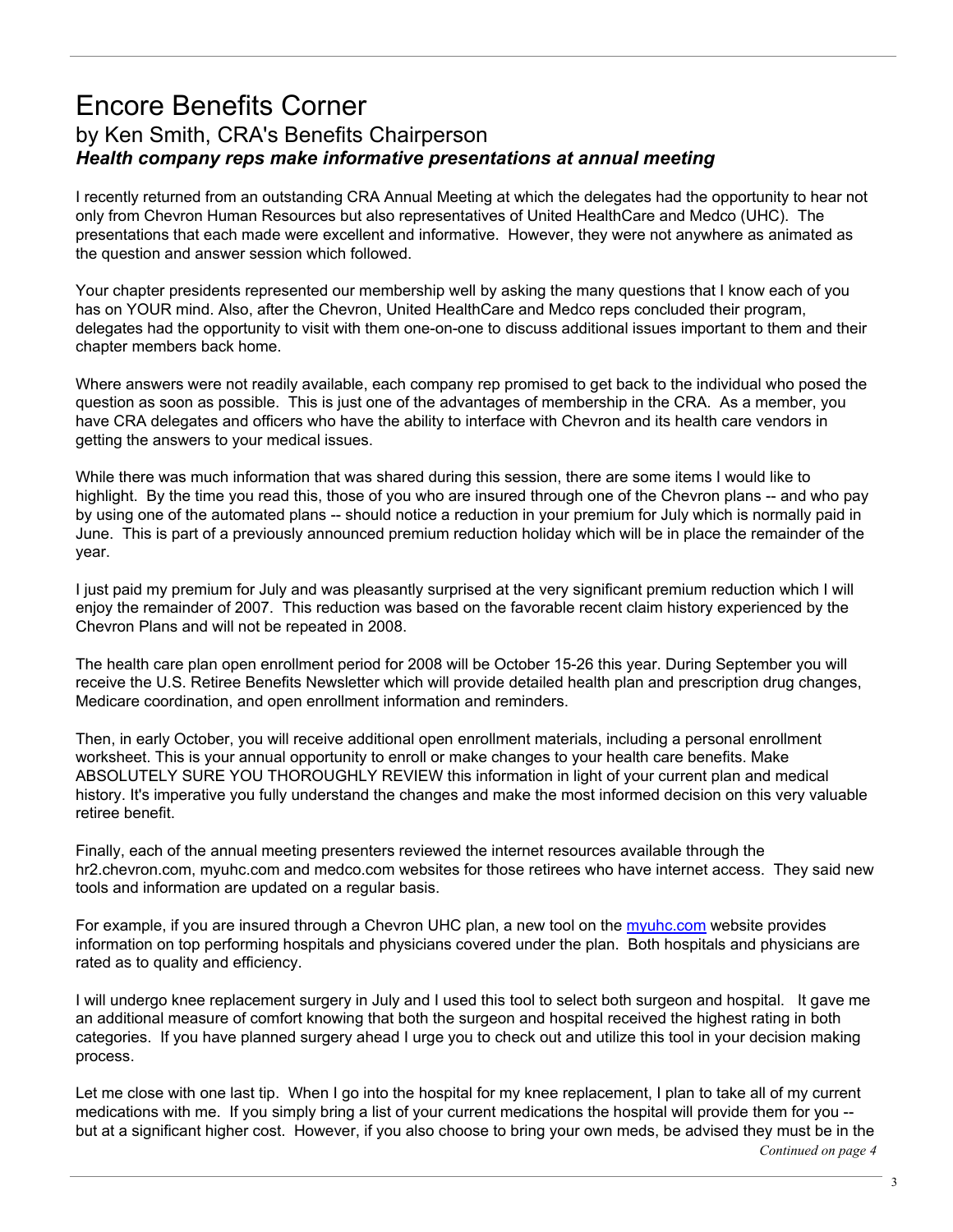# Encore Benefits Corner

## by Ken Smith, CRA's Benefits Chairperson

### *Health company reps make informative presentations at annual meeting*

I recently returned from an outstanding CRA Annual Meeting at which the delegates had the opportunity to hear not only from Chevron Human Resources but also representatives of United HealthCare and Medco (UHC). The presentations that each made were excellent and informative. However, they were not anywhere as animated as the question and answer session which followed.

Your chapter presidents represented our membership well by asking the many questions that I know each of you has on YOUR mind. Also, after the Chevron, United HealthCare and Medco reps concluded their program, delegates had the opportunity to visit with them one-on-one to discuss additional issues important to them and their chapter members back home.

Where answers were not readily available, each company rep promised to get back to the individual who posed the question as soon as possible. This is just one of the advantages of membership in the CRA. As a member, you have CRA delegates and officers who have the ability to interface with Chevron and its health care vendors in getting the answers to your medical issues.

While there was much information that was shared during this session, there are some items I would like to highlight. By the time you read this, those of you who are insured through one of the Chevron plans -- and who pay by using one of the automated plans -- should notice a reduction in your premium for July which is normally paid in June. This is part of a previously announced premium reduction holiday which will be in place the remainder of the year.

I just paid my premium for July and was pleasantly surprised at the very significant premium reduction which I will enjoy the remainder of 2007. This reduction was based on the favorable recent claim history experienced by the Chevron Plans and will not be repeated in 2008.

The health care plan open enrollment period for 2008 will be October 15-26 this year. During September you will receive the U.S. Retiree Benefits Newsletter which will provide detailed health plan and prescription drug changes, Medicare coordination, and open enrollment information and reminders.

Then, in early October, you will receive additional open enrollment materials, including a personal enrollment worksheet. This is your annual opportunity to enroll or make changes to your health care benefits. Make ABSOLUTELY SURE YOU THOROUGHLY REVIEW this information in light of your current plan and medical history. It's imperative you fully understand the changes and make the most informed decision on this very valuable retiree benefit.

Finally, each of the annual meeting presenters reviewed the internet resources available through the hr2.chevron.com, myuhc.com and medco.com websites for those retirees who have internet access. They said new tools and information are updated on a regular basis.

For example, if you are insured through a Chevron UHC plan, a new tool on the myuhc.com website provides information on top performing hospitals and physicians covered under the plan. Both hospitals and physicians are rated as to quality and efficiency.

I will undergo knee replacement surgery in July and I used this tool to select both surgeon and hospital. It gave me an additional measure of comfort knowing that both the surgeon and hospital received the highest rating in both categories. If you have planned surgery ahead I urge you to check out and utilize this tool in your decision making process.

Let me close with one last tip. When I go into the hospital for my knee replacement, I plan to take all of my current medications with me. If you simply bring a list of your current medications the hospital will provide them for you -- but at a significant higher cost. However, if you also choose to bring your own meds, be advised they must be in the

*Continued on page 4*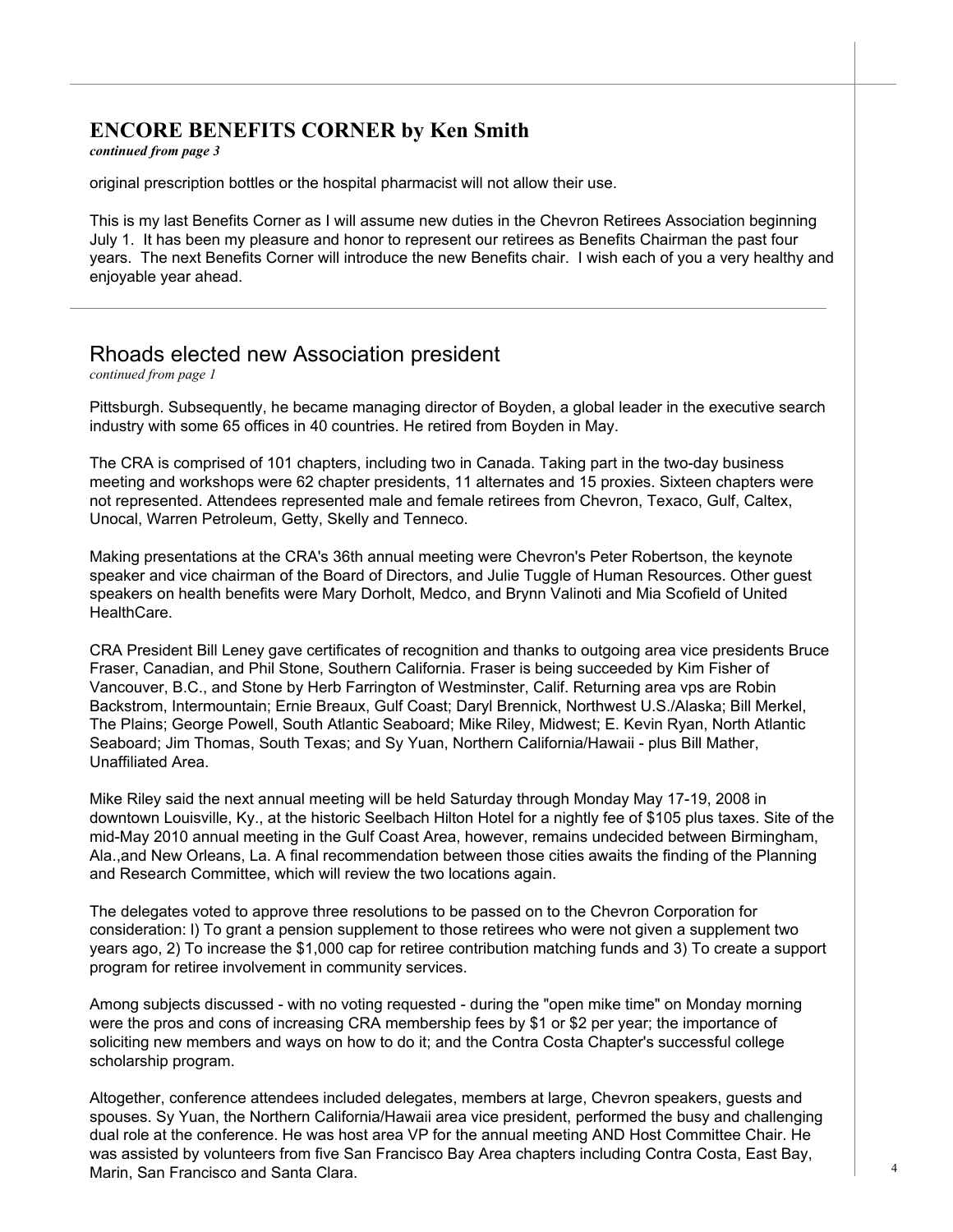## ENCORE BENEFITS CORNER by Ken Smith

***continued from page 3***

original prescription bottles or the hospital pharmacist will not allow their use.

This is my last Benefits Corner as I will assume new duties in the Chevron Retirees Association beginning July 1. It has been my pleasure and honor to represent our retirees as Benefits Chairman the past four years. The next Benefits Corner will introduce the new Benefits chair. I wish each of you a very healthy and enjoyable year ahead.

---

## Rhoads elected new Association president

*continued from page 1*

Pittsburgh. Subsequently, he became managing director of Boyden, a global leader in the executive search industry with some 65 offices in 40 countries. He retired from Boyden in May.

The CRA is comprised of 101 chapters, including two in Canada. Taking part in the two-day business meeting and workshops were 62 chapter presidents, 11 alternates and 15 proxies. Sixteen chapters were not represented. Attendees represented male and female retirees from Chevron, Texaco, Gulf, Caltex, Unocal, Warren Petroleum, Getty, Skelly and Tenneco.

Making presentations at the CRA's 36th annual meeting were Chevron's Peter Robertson, the keynote speaker and vice chairman of the Board of Directors, and Julie Tuggle of Human Resources. Other guest speakers on health benefits were Mary Dorholt, Medco, and Brynn Valinoti and Mia Scofield of United HealthCare.

CRA President Bill Leney gave certificates of recognition and thanks to outgoing area vice presidents Bruce Fraser, Canadian, and Phil Stone, Southern California. Fraser is being succeeded by Kim Fisher of Vancouver, B.C., and Stone by Herb Farrington of Westminster, Calif. Returning area vps are Robin Backstrom, Intermountain; Ernie Breaux, Gulf Coast; Daryl Brennick, Northwest U.S./Alaska; Bill Merkel, The Plains; George Powell, South Atlantic Seaboard; Mike Riley, Midwest; E. Kevin Ryan, North Atlantic Seaboard; Jim Thomas, South Texas; and Sy Yuan, Northern California/Hawaii - plus Bill Mather, Unaffiliated Area.

Mike Riley said the next annual meeting will be held Saturday through Monday May 17-19, 2008 in downtown Louisville, Ky., at the historic Seelbach Hilton Hotel for a nightly fee of $105 plus taxes. Site of the mid-May 2010 annual meeting in the Gulf Coast Area, however, remains undecided between Birmingham, Ala.,and New Orleans, La. A final recommendation between those cities awaits the finding of the Planning and Research Committee, which will review the two locations again.

The delegates voted to approve three resolutions to be passed on to the Chevron Corporation for consideration: l) To grant a pension supplement to those retirees who were not given a supplement two years ago, 2) To increase the $1,000 cap for retiree contribution matching funds and 3) To create a support program for retiree involvement in community services.

Among subjects discussed - with no voting requested - during the "open mike time" on Monday morning were the pros and cons of increasing CRA membership fees by $1 or $2 per year; the importance of soliciting new members and ways on how to do it; and the Contra Costa Chapter's successful college scholarship program.

Altogether, conference attendees included delegates, members at large, Chevron speakers, guests and spouses. Sy Yuan, the Northern California/Hawaii area vice president, performed the busy and challenging dual role at the conference. He was host area VP for the annual meeting AND Host Committee Chair. He was assisted by volunteers from five San Francisco Bay Area chapters including Contra Costa, East Bay, Marin, San Francisco and Santa Clara.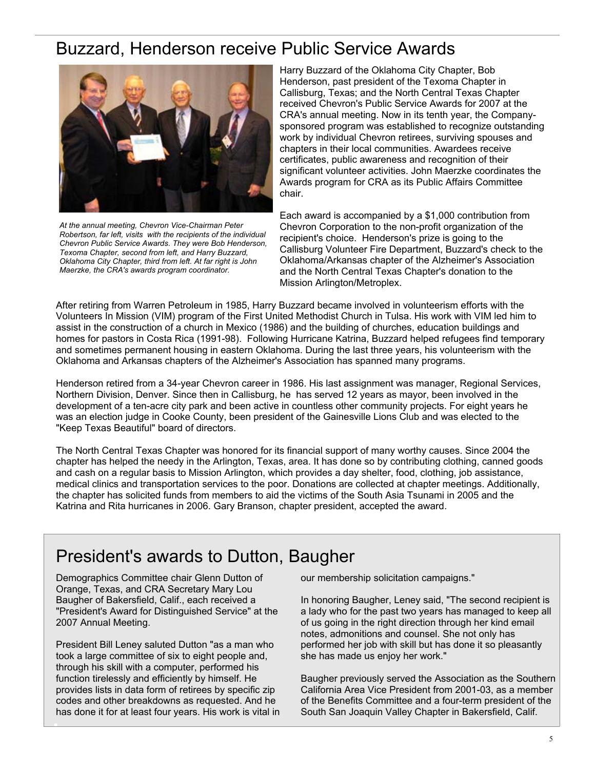# Buzzard, Henderson receive Public Service Awards

*At the annual meeting, Chevron Vice-Chairman Peter Robertson, far left, visits with the recipients of the individual Chevron Public Service Awards. They were Bob Henderson, Texoma Chapter, second from left, and Harry Buzzard, Oklahoma City Chapter, third from left. At far right is John Maerzke, the CRA's awards program coordinator.*

Harry Buzzard of the Oklahoma City Chapter, Bob Henderson, past president of the Texoma Chapter in Callisburg, Texas; and the North Central Texas Chapter received Chevron's Public Service Awards for 2007 at the CRA's annual meeting. Now in its tenth year, the Company-sponsored program was established to recognize outstanding work by individual Chevron retirees, surviving spouses and chapters in their local communities. Awardees receive certificates, public awareness and recognition of their significant volunteer activities. John Maerzke coordinates the Awards program for CRA as its Public Affairs Committee chair.

Each award is accompanied by a $1,000 contribution from Chevron Corporation to the non-profit organization of the recipient's choice. Henderson's prize is going to the Callisburg Volunteer Fire Department, Buzzard's check to the Oklahoma/Arkansas chapter of the Alzheimer's Association and the North Central Texas Chapter's donation to the Mission Arlington/Metroplex.

After retiring from Warren Petroleum in 1985, Harry Buzzard became involved in volunteerism efforts with the Volunteers In Mission (VIM) program of the First United Methodist Church in Tulsa. His work with VIM led him to assist in the construction of a church in Mexico (1986) and the building of churches, education buildings and homes for pastors in Costa Rica (1991-98). Following Hurricane Katrina, Buzzard helped refugees find temporary and sometimes permanent housing in eastern Oklahoma. During the last three years, his volunteerism with the Oklahoma and Arkansas chapters of the Alzheimer's Association has spanned many programs.

Henderson retired from a 34-year Chevron career in 1986. His last assignment was manager, Regional Services, Northern Division, Denver. Since then in Callisburg, he has served 12 years as mayor, been involved in the development of a ten-acre city park and been active in countless other community projects. For eight years he was an election judge in Cooke County, been president of the Gainesville Lions Club and was elected to the "Keep Texas Beautiful" board of directors.

The North Central Texas Chapter was honored for its financial support of many worthy causes. Since 2004 the chapter has helped the needy in the Arlington, Texas, area. It has done so by contributing clothing, canned goods and cash on a regular basis to Mission Arlington, which provides a day shelter, food, clothing, job assistance, medical clinics and transportation services to the poor. Donations are collected at chapter meetings. Additionally, the chapter has solicited funds from members to aid the victims of the South Asia Tsunami in 2005 and the Katrina and Rita hurricanes in 2006. Gary Branson, chapter president, accepted the award.

# President's awards to Dutton, Baugher

Demographics Committee chair Glenn Dutton of Orange, Texas, and CRA Secretary Mary Lou Baugher of Bakersfield, Calif., each received a "President's Award for Distinguished Service" at the 2007 Annual Meeting.

President Bill Leney saluted Dutton "as a man who took a large committee of six to eight people and, through his skill with a computer, performed his function tirelessly and efficiently by himself. He provides lists in data form of retirees by specific zip codes and other breakdowns as requested. And he has done it for at least four years. His work is vital in our membership solicitation campaigns."

In honoring Baugher, Leney said, "The second recipient is a lady who for the past two years has managed to keep all of us going in the right direction through her kind email notes, admonitions and counsel. She not only has performed her job with skill but has done it so pleasantly she has made us enjoy her work."

Baugher previously served the Association as the Southern California Area Vice President from 2001-03, as a member of the Benefits Committee and a four-term president of the South San Joaquin Valley Chapter in Bakersfield, Calif.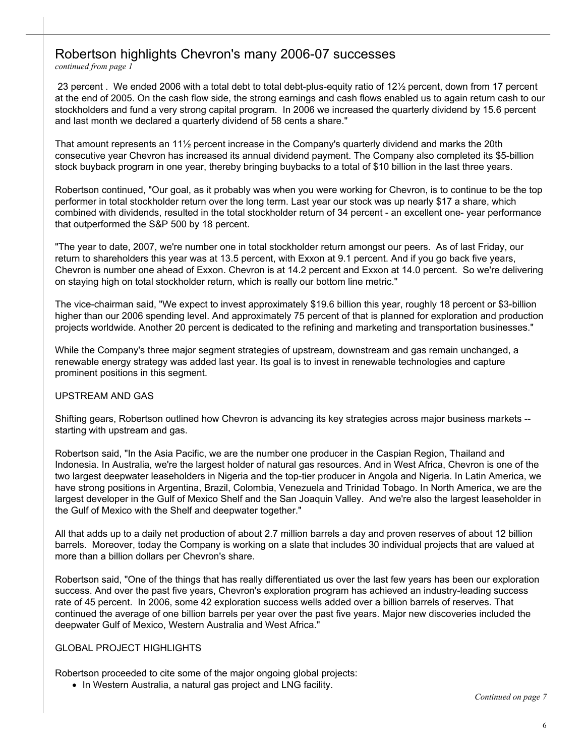## Robertson highlights Chevron's many 2006-07 successes

*continued from page 1*

23 percent . We ended 2006 with a total debt to total debt-plus-equity ratio of 12½ percent, down from 17 percent at the end of 2005. On the cash flow side, the strong earnings and cash flows enabled us to again return cash to our stockholders and fund a very strong capital program. In 2006 we increased the quarterly dividend by 15.6 percent and last month we declared a quarterly dividend of 58 cents a share."

That amount represents an 11½ percent increase in the Company's quarterly dividend and marks the 20th consecutive year Chevron has increased its annual dividend payment. The Company also completed its $5-billion stock buyback program in one year, thereby bringing buybacks to a total of $10 billion in the last three years.

Robertson continued, "Our goal, as it probably was when you were working for Chevron, is to continue to be the top performer in total stockholder return over the long term. Last year our stock was up nearly $17 a share, which combined with dividends, resulted in the total stockholder return of 34 percent - an excellent one- year performance that outperformed the S&P 500 by 18 percent.

"The year to date, 2007, we're number one in total stockholder return amongst our peers. As of last Friday, our return to shareholders this year was at 13.5 percent, with Exxon at 9.1 percent. And if you go back five years, Chevron is number one ahead of Exxon. Chevron is at 14.2 percent and Exxon at 14.0 percent. So we're delivering on staying high on total stockholder return, which is really our bottom line metric."

The vice-chairman said, "We expect to invest approximately $19.6 billion this year, roughly 18 percent or $3-billion higher than our 2006 spending level. And approximately 75 percent of that is planned for exploration and production projects worldwide. Another 20 percent is dedicated to the refining and marketing and transportation businesses."

While the Company's three major segment strategies of upstream, downstream and gas remain unchanged, a renewable energy strategy was added last year. Its goal is to invest in renewable technologies and capture prominent positions in this segment.

UPSTREAM AND GAS

Shifting gears, Robertson outlined how Chevron is advancing its key strategies across major business markets -- starting with upstream and gas.

Robertson said, "In the Asia Pacific, we are the number one producer in the Caspian Region, Thailand and Indonesia. In Australia, we're the largest holder of natural gas resources. And in West Africa, Chevron is one of the two largest deepwater leaseholders in Nigeria and the top-tier producer in Angola and Nigeria. In Latin America, we have strong positions in Argentina, Brazil, Colombia, Venezuela and Trinidad Tobago. In North America, we are the largest developer in the Gulf of Mexico Shelf and the San Joaquin Valley. And we're also the largest leaseholder in the Gulf of Mexico with the Shelf and deepwater together."

All that adds up to a daily net production of about 2.7 million barrels a day and proven reserves of about 12 billion barrels. Moreover, today the Company is working on a slate that includes 30 individual projects that are valued at more than a billion dollars per Chevron's share.

Robertson said, "One of the things that has really differentiated us over the last few years has been our exploration success. And over the past five years, Chevron's exploration program has achieved an industry-leading success rate of 45 percent. In 2006, some 42 exploration success wells added over a billion barrels of reserves. That continued the average of one billion barrels per year over the past five years. Major new discoveries included the deepwater Gulf of Mexico, Western Australia and West Africa."

GLOBAL PROJECT HIGHLIGHTS

Robertson proceeded to cite some of the major ongoing global projects:

- In Western Australia, a natural gas project and LNG facility.

*Continued on page 7*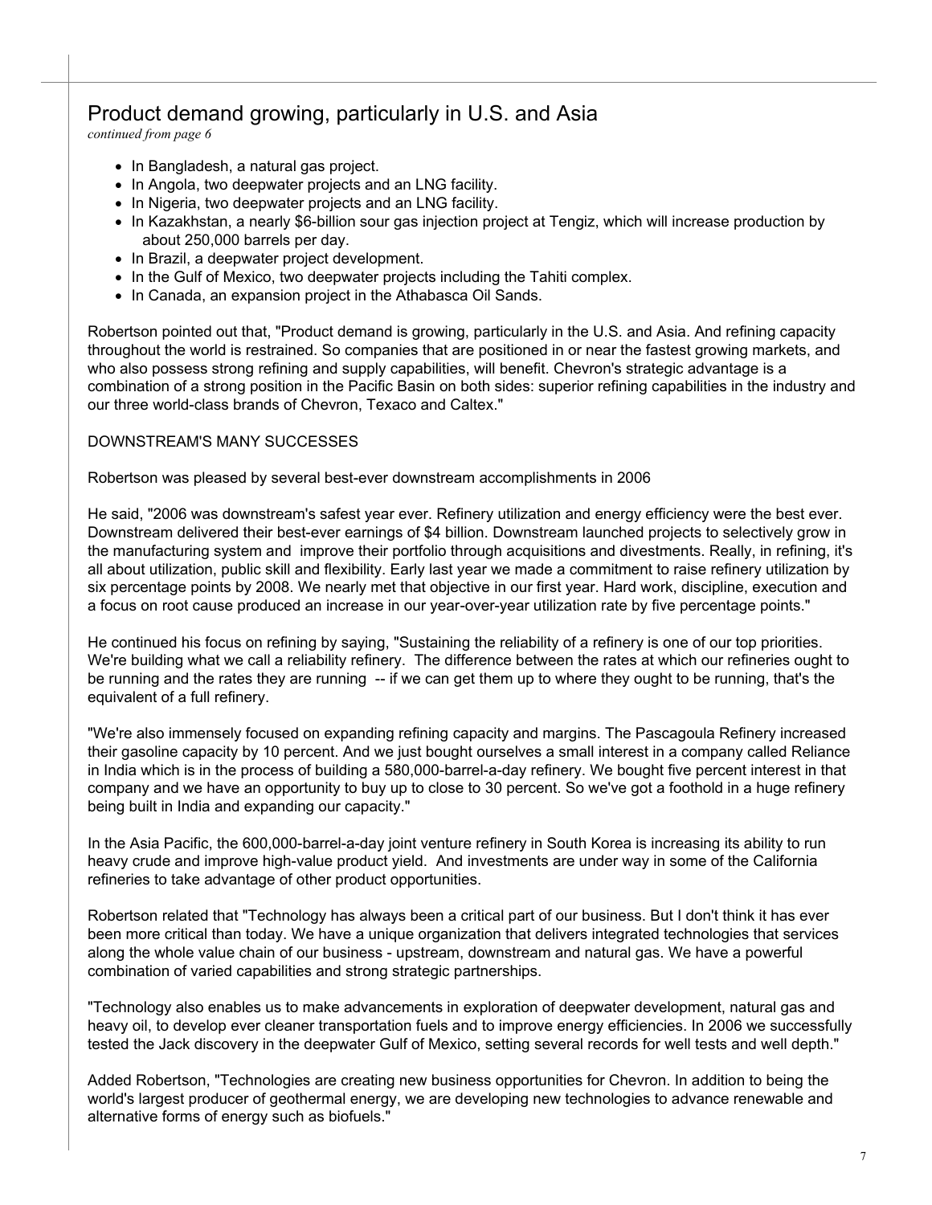## Product demand growing, particularly in U.S. and Asia

*continued from page 6*

- In Bangladesh, a natural gas project.
- In Angola, two deepwater projects and an LNG facility.
- In Nigeria, two deepwater projects and an LNG facility.
- In Kazakhstan, a nearly $6-billion sour gas injection project at Tengiz, which will increase production by about 250,000 barrels per day.
- In Brazil, a deepwater project development.
- In the Gulf of Mexico, two deepwater projects including the Tahiti complex.
- In Canada, an expansion project in the Athabasca Oil Sands.

Robertson pointed out that, "Product demand is growing, particularly in the U.S. and Asia. And refining capacity throughout the world is restrained. So companies that are positioned in or near the fastest growing markets, and who also possess strong refining and supply capabilities, will benefit. Chevron's strategic advantage is a combination of a strong position in the Pacific Basin on both sides: superior refining capabilities in the industry and our three world-class brands of Chevron, Texaco and Caltex."

DOWNSTREAM'S MANY SUCCESSES

Robertson was pleased by several best-ever downstream accomplishments in 2006

He said, "2006 was downstream's safest year ever. Refinery utilization and energy efficiency were the best ever. Downstream delivered their best-ever earnings of $4 billion. Downstream launched projects to selectively grow in the manufacturing system and improve their portfolio through acquisitions and divestments. Really, in refining, it's all about utilization, public skill and flexibility. Early last year we made a commitment to raise refinery utilization by six percentage points by 2008. We nearly met that objective in our first year. Hard work, discipline, execution and a focus on root cause produced an increase in our year-over-year utilization rate by five percentage points."

He continued his focus on refining by saying, "Sustaining the reliability of a refinery is one of our top priorities. We're building what we call a reliability refinery. The difference between the rates at which our refineries ought to be running and the rates they are running -- if we can get them up to where they ought to be running, that's the equivalent of a full refinery.

"We're also immensely focused on expanding refining capacity and margins. The Pascagoula Refinery increased their gasoline capacity by 10 percent. And we just bought ourselves a small interest in a company called Reliance in India which is in the process of building a 580,000-barrel-a-day refinery. We bought five percent interest in that company and we have an opportunity to buy up to close to 30 percent. So we've got a foothold in a huge refinery being built in India and expanding our capacity."

In the Asia Pacific, the 600,000-barrel-a-day joint venture refinery in South Korea is increasing its ability to run heavy crude and improve high-value product yield. And investments are under way in some of the California refineries to take advantage of other product opportunities.

Robertson related that "Technology has always been a critical part of our business. But I don't think it has ever been more critical than today. We have a unique organization that delivers integrated technologies that services along the whole value chain of our business - upstream, downstream and natural gas. We have a powerful combination of varied capabilities and strong strategic partnerships.

"Technology also enables us to make advancements in exploration of deepwater development, natural gas and heavy oil, to develop ever cleaner transportation fuels and to improve energy efficiencies. In 2006 we successfully tested the Jack discovery in the deepwater Gulf of Mexico, setting several records for well tests and well depth."

Added Robertson, "Technologies are creating new business opportunities for Chevron. In addition to being the world's largest producer of geothermal energy, we are developing new technologies to advance renewable and alternative forms of energy such as biofuels."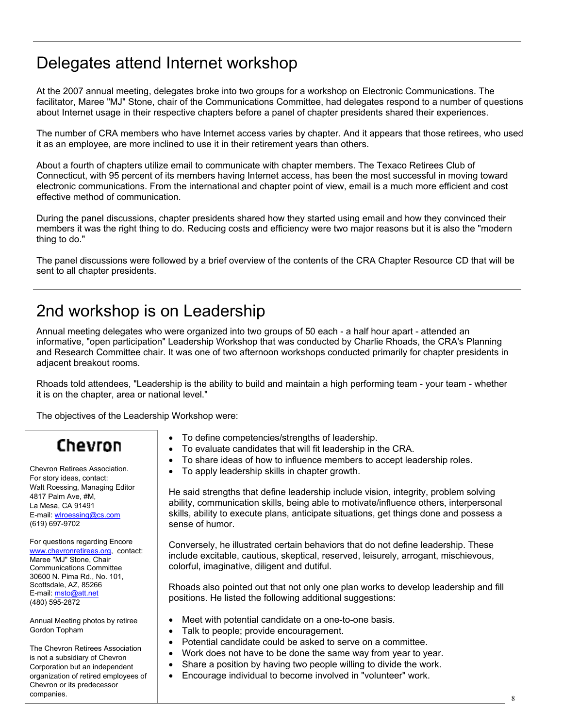# Delegates attend Internet workshop

At the 2007 annual meeting, delegates broke into two groups for a workshop on Electronic Communications. The facilitator, Maree "MJ" Stone, chair of the Communications Committee, had delegates respond to a number of questions about Internet usage in their respective chapters before a panel of chapter presidents shared their experiences.

The number of CRA members who have Internet access varies by chapter. And it appears that those retirees, who used it as an employee, are more inclined to use it in their retirement years than others.

About a fourth of chapters utilize email to communicate with chapter members. The Texaco Retirees Club of Connecticut, with 95 percent of its members having Internet access, has been the most successful in moving toward electronic communications. From the international and chapter point of view, email is a much more efficient and cost effective method of communication.

During the panel discussions, chapter presidents shared how they started using email and how they convinced their members it was the right thing to do. Reducing costs and efficiency were two major reasons but it is also the "modern thing to do."

The panel discussions were followed by a brief overview of the contents of the CRA Chapter Resource CD that will be sent to all chapter presidents.

# 2nd workshop is on Leadership

Annual meeting delegates who were organized into two groups of 50 each - a half hour apart - attended an informative, "open participation" Leadership Workshop that was conducted by Charlie Rhoads, the CRA's Planning and Research Committee chair. It was one of two afternoon workshops conducted primarily for chapter presidents in adjacent breakout rooms.

Rhoads told attendees, "Leadership is the ability to build and maintain a high performing team - your team - whether it is on the chapter, area or national level."

The objectives of the Leadership Workshop were:

- To define competencies/strengths of leadership.
- To evaluate candidates that will fit leadership in the CRA.
- To share ideas of how to influence members to accept leadership roles.
- To apply leadership skills in chapter growth.

He said strengths that define leadership include vision, integrity, problem solving ability, communication skills, being able to motivate/influence others, interpersonal skills, ability to execute plans, anticipate situations, get things done and possess a sense of humor.

Conversely, he illustrated certain behaviors that do not define leadership. These include excitable, cautious, skeptical, reserved, leisurely, arrogant, mischievous, colorful, imaginative, diligent and dutiful.

Rhoads also pointed out that not only one plan works to develop leadership and fill positions. He listed the following additional suggestions:

- Meet with potential candidate on a one-to-one basis.
- Talk to people; provide encouragement.
- Potential candidate could be asked to serve on a committee.
- Work does not have to be done the same way from year to year.
- Share a position by having two people willing to divide the work.
- Encourage individual to become involved in "volunteer" work.

**Chevron**

Chevron Retirees Association.
For story ideas, contact:
Walt Roessing, Managing Editor
4817 Palm Ave, #M,
La Mesa, CA 91491
E-mail: wlroessing@cs.com
(619) 697-9702

For questions regarding Encore www.chevronretirees.org, contact:
Maree "MJ" Stone, Chair
Communications Committee
30600 N. Pima Rd., No. 101,
Scottsdale, AZ, 85266
E-mail: msto@att.net
(480) 595-2872

Annual Meeting photos by retiree Gordon Topham

The Chevron Retirees Association is not a subsidiary of Chevron Corporation but an independent organization of retired employees of Chevron or its predecessor companies.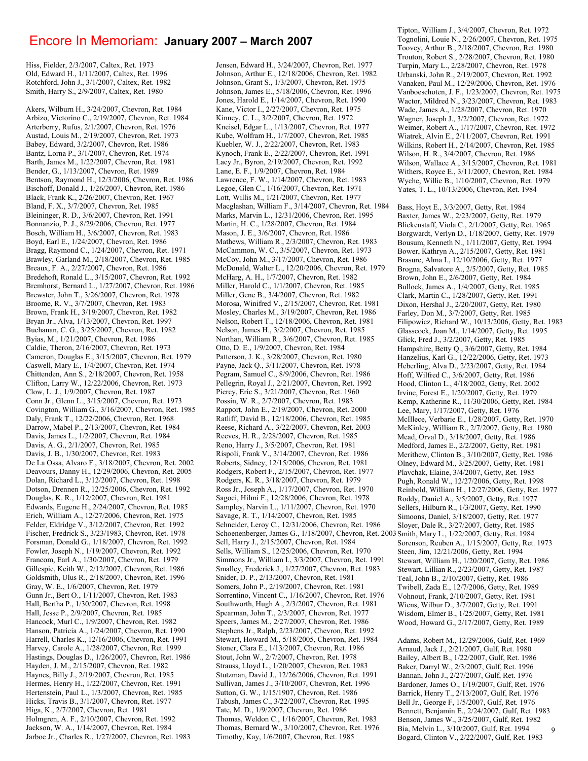# Encore In Memoriam: **January 2007 – March 2007**

Hiss, Fielder, 2/3/2007, Caltex, Ret. 1973
Old, Edward H., 1/11/2007, Caltex, Ret. 1996
Rotchford, John J., 3/1/2007, Caltex, Ret. 1982
Smith, Harry S., 2/9/2007, Caltex, Ret. 1980

Akers, Wilburn H., 3/24/2007, Chevron, Ret. 1984
Arbizo, Victorino C., 2/19/2007, Chevron, Ret. 1984
Arterberry, Rufus, 2/1/2007, Chevron, Ret. 1976
Austad, Louis M., 2/19/2007, Chevron, Ret. 1973
Babey, Edward, 3/2/2007, Chevron, Ret. 1986
Bantz, Lorna P., 3/1/2007, Chevron, Ret. 1974
Barth, James M., 1/22/2007, Chevron, Ret. 1981
Bender, G., 1/13/2007, Chevron, Ret. 1989
Bentson, Raymond H., 12/3/2006, Chevron, Ret. 1986
Bischoff, Donald J., 1/26/2007, Chevron, Ret. 1986
Black, Frank K., 2/26/2007, Chevron, Ret. 1967
Bland, F. X., 3/7/2007, Chevron, Ret. 1985
Bleininger, R. D., 3/6/2007, Chevron, Ret. 1991
Bonnanzio, P. J., 8/29/2006, Chevron, Ret. 1977
Bosch, William H., 3/6/2007, Chevron, Ret. 1983
Boyd, Earl E., 1/24/2007, Chevron, Ret. 1986
Bragg, Raymond C., 1/24/2007, Chevron, Ret. 1971
Brawley, Garland M., 2/18/2007, Chevron, Ret. 1985
Breaux, F. A., 2/27/2007, Chevron, Ret. 1986
Bredehoft, Ronald L., 3/15/2007, Chevron, Ret. 1992
Bremhorst, Bernard L., 1/27/2007, Chevron, Ret. 1986
Brewster, John T., 3/26/2007, Chevron, Ret. 1978
Broome, R. V., 3/7/2007, Chevron, Ret. 1983
Brown, Frank H., 3/19/2007, Chevron, Ret. 1982
Bryan Jr., Alva, 1/13/2007, Chevron, Ret. 1997
Buchanan, C. G., 3/25/2007, Chevron, Ret. 1982
Byias, M., 1/21/2007, Chevron, Ret. 1986
Caldie, Theron, 2/16/2007, Chevron, Ret. 1973
Cameron, Douglas E., 3/15/2007, Chevron, Ret. 1979
Caswell, Mary E., 1/4/2007, Chevron, Ret. 1974
Chittenden, Ann S., 2/18/2007, Chevron, Ret. 1958
Clifton, Larry W., 12/22/2006, Chevron, Ret. 1973
Clow, L. J., 1/9/2007, Chevron, Ret. 1987
Conn Jr., Glenn L., 3/15/2007, Chevron, Ret. 1973
Covington, William G., 3/16/2007, Chevron, Ret. 1985
Daly, Frank T., 12/22/2006, Chevron, Ret. 1968
Darrow, Mabel P., 2/13/2007, Chevron, Ret. 1984
Davis, James L., 1/2/2007, Chevron, Ret. 1984
Davis, A. G., 2/1/2007, Chevron, Ret. 1985
Davis, J. B., 1/30/2007, Chevron, Ret. 1983
De La Ossa, Alvaro F., 3/18/2007, Chevron, Ret. 2002
Deavours, Danny H., 12/29/2006, Chevron, Ret. 2005
Dolan, Richard L., 3/12/2007, Chevron, Ret. 1998
Dotson, Drennen R., 12/25/2006, Chevron, Ret. 1992
Douglas, K. R., 1/12/2007, Chevron, Ret. 1981
Edwards, Eugene H., 2/24/2007, Chevron, Ret. 1985
Erich, William A., 12/27/2006, Chevron, Ret. 1975
Felder, Eldridge V., 3/12/2007, Chevron, Ret. 1992
Fischer, Fredrick S., 3/23/1983, Chevron, Ret. 1978
Forsman, Donald G., 1/18/2007, Chevron, Ret. 1992
Fowler, Joseph N., 1/19/2007, Chevron, Ret. 1992
Francom, Earl A., 1/30/2007, Chevron, Ret. 1979
Gillespie, Keith W., 2/12/2007, Chevron, Ret. 1986
Goldsmith, Ulus R., 2/18/2007, Chevron, Ret. 1996
Gray, W. E., 1/6/2007, Chevron, Ret. 1979
Gunn Jr., Bert O., 1/11/2007, Chevron, Ret. 1983
Hall, Bertha P., 1/30/2007, Chevron, Ret. 1998
Hall, Jesse P., 2/9/2007, Chevron, Ret. 1985
Hancock, Murl C., 1/9/2007, Chevron, Ret. 1982
Hanson, Patricia A., 1/24/2007, Chevron, Ret. 1990
Harrell, Charles K., 12/16/2006, Chevron, Ret. 1991
Harvey, Carole A., 1/28/2007, Chevron, Ret. 1999
Hastings, Douglas D., 1/26/2007, Chevron, Ret. 1986
Hayden, J. M., 2/15/2007, Chevron, Ret. 1982
Haynes, Billy J., 2/19/2007, Chevron, Ret. 1985
Hermes, Henry H., 1/22/2007, Chevron, Ret. 1991
Hertenstein, Paul L., 1/3/2007, Chevron, Ret. 1985
Hicks, Travis B., 3/1/2007, Chevron, Ret. 1977
Higa, K., 2/7/2007, Chevron, Ret. 1981
Holmgren, A. F., 2/10/2007, Chevron, Ret. 1992
Jackson, W. A., 1/14/2007, Chevron, Ret. 1984
Jarboe Jr., Charles R., 1/27/2007, Chevron, Ret. 1983
Jensen, Edward H., 3/24/2007, Chevron, Ret. 1977
Johnson, Arthur E., 12/18/2006, Chevron, Ret. 1982
Johnson, Grant S., 1/3/2007, Chevron, Ret. 1975
Johnson, James E., 5/18/2006, Chevron, Ret. 1996
Jones, Harold E., 1/14/2007, Chevron, Ret. 1990
Kane, Victor I., 2/27/2007, Chevron, Ret. 1975
Kinney, C. L., 3/2/2007, Chevron, Ret. 1972
Kneisel, Edgar L., 1/13/2007, Chevron, Ret. 1977
Kube, Wolfram H., 1/7/2007, Chevron, Ret. 1985
Kuebler, W. J., 2/22/2007, Chevron, Ret. 1983
Kynoch, Frank E., 2/22/2007, Chevron, Ret. 1991
Lacy Jr., Byron, 2/19/2007, Chevron, Ret. 1992
Lane, E. F., 1/9/2007, Chevron, Ret. 1984
Lawrence, F. W., 1/14/2007, Chevron, Ret. 1983
Legoe, Glen C., 1/16/2007, Chevron, Ret. 1971
Lott, Willis M., 1/21/2007, Chevron, Ret. 1977
Macglashan, William F., 3/14/2007, Chevron, Ret. 1984
Marks, Marvin L., 12/31/2006, Chevron, Ret. 1995
Martin, H. C., 1/28/2007, Chevron, Ret. 1984
Mason, J. E., 3/6/2007, Chevron, Ret. 1986
Mathews, William R., 2/3/2007, Chevron, Ret. 1983
McCammon, W. C., 3/5/2007, Chevron, Ret. 1973
McCoy, John M., 3/17/2007, Chevron, Ret. 1986
McDonald, Walter L., 12/20/2006, Chevron, Ret. 1979
McHarg, A. H., 1/7/2007, Chevron, Ret. 1982
Miller, Harold C., 1/1/2007, Chevron, Ret. 1985
Miller, Gene B., 3/4/2007, Chevron, Ret. 1982
Morosa, Winifred V., 2/15/2007, Chevron, Ret. 1981
Mosley, Charles M., 3/19/2007, Chevron, Ret. 1986
Nelson, Robert T., 12/18/2006, Chevron, Ret. 1981
Nelson, James H., 3/2/2007, Chevron, Ret. 1985
Northan, William R., 3/6/2007, Chevron, Ret. 1985
Otto, D. E., 1/9/2007, Chevron, Ret. 1984
Patterson, J. K., 3/28/2007, Chevron, Ret. 1980
Payne, Jack Q., 3/11/2007, Chevron, Ret. 1978
Pegram, Samuel C., 8/9/2006, Chevron, Ret. 1986
Pellegrin, Royal J., 2/21/2007, Chevron, Ret. 1992
Piercy, Eric S., 3/21/2007, Chevron, Ret. 1960
Possin, W. R., 2/7/2007, Chevron, Ret. 1983
Rapport, John E., 2/19/2007, Chevron, Ret. 2000
Ratliff, David B., 12/18/2006, Chevron, Ret. 1985
Reese, Richard A., 3/22/2007, Chevron, Ret. 2003
Reeves, H. R., 2/28/2007, Chevron, Ret. 1985
Reno, Harry J., 3/5/2007, Chevron, Ret. 1981
Rispoli, Frank V., 3/14/2007, Chevron, Ret. 1986
Roberts, Sidney, 12/15/2006, Chevron, Ret. 1981
Rodgers, Robert F., 2/15/2007, Chevron, Ret. 1977
Rodgers, K. R., 3/18/2007, Chevron, Ret. 1979
Ross Jr., Joseph A., 1/17/2007, Chevron, Ret. 1970
Sagoci, Hilmi F., 12/28/2006, Chevron, Ret. 1978
Sampley, Narvin L., 1/11/2007, Chevron, Ret. 1970
Savage, R. T., 1/14/2007, Chevron, Ret. 1985
Schneider, Leroy C., 12/31/2006, Chevron, Ret. 1986
Schoenenberger, James G., 1/18/2007, Chevron, Ret. 2003
Sell, Harry J., 2/15/2007, Chevron, Ret. 1984
Sells, William S., 12/25/2006, Chevron, Ret. 1970
Simmons Jr., William I., 3/3/2007, Chevron, Ret. 1991
Smalley, Frederick J., 1/27/2007, Chevron, Ret. 1983
Snider, D. P., 2/13/2007, Chevron, Ret. 1981
Somers, John P., 2/19/2007, Chevron, Ret. 1981
Sorrentino, Vincent C., 1/16/2007, Chevron, Ret. 1976
Southworth, Hugh A., 2/3/2007, Chevron, Ret. 1981
Spearman, John T., 2/3/2007, Chevron, Ret. 1977
Speers, James M., 2/27/2007, Chevron, Ret. 1986
Stephens Jr., Ralph, 2/23/2007, Chevron, Ret. 1992
Stewart, Howard M., 5/18/2005, Chevron, Ret. 1984
Stoner, Clara E., 1/13/2007, Chevron, Ret. 1986
Stout, John W., 2/7/2007, Chevron, Ret. 1978
Strauss, Lloyd L., 1/20/2007, Chevron, Ret. 1983
Stutzman, David J., 12/26/2006, Chevron, Ret. 1991
Sullivan, James J., 3/10/2007, Chevron, Ret. 1996
Sutton, G. W., 1/15/1907, Chevron, Ret. 1986
Tabush, James C., 3/22/2007, Chevron, Ret. 1995
Tate, M. D., 1/9/2007, Chevron, Ret. 1986
Thomas, Weldon C., 1/16/2007, Chevron, Ret. 1983
Thomas, Bernard W., 3/10/2007, Chevron, Ret. 1976
Timothy, Kay, 1/6/2007, Chevron, Ret. 1985
Tipton, William J., 3/4/2007, Chevron, Ret. 1972
Tognolini, Louie N., 2/26/2007, Chevron, Ret. 1975
Toovey, Arthur B., 2/18/2007, Chevron, Ret. 1980
Trouton, Robert S., 2/28/2007, Chevron, Ret. 1980
Turpin, Mary L., 2/28/2007, Chevron, Ret. 1978
Urbanski, John R., 2/19/2007, Chevron, Ret. 1992
Vanaken, Paul M., 12/29/2006, Chevron, Ret. 1976
Vanboeschoten, J. F., 1/23/2007, Chevron, Ret. 1975
Wactor, Mildred N., 3/23/2007, Chevron, Ret. 1983
Wade, James A., 1/28/2007, Chevron, Ret. 1970
Wagner, Joseph J., 3/2/2007, Chevron, Ret. 1972
Weimer, Robert A., 1/17/2007, Chevron, Ret. 1972
Wiatrek, Alvin E., 2/11/2007, Chevron, Ret. 1991
Wilkins, Robert H., 2/14/2007, Chevron, Ret. 1985
Wilson, H. R., 3/4/2007, Chevron, Ret. 1986
Wilson, Wallace A., 3/15/2007, Chevron, Ret. 1981
Withers, Royce E., 3/11/2007, Chevron, Ret. 1984
Wyche, Willie B., 1/10/2007, Chevron, Ret. 1979
Yates, T. L., 10/13/2006, Chevron, Ret. 1984

Bass, Hoyt E., 3/3/2007, Getty, Ret. 1984
Baxter, James W., 2/23/2007, Getty, Ret. 1979
Blickenstaff, Viola C., 2/1/2007, Getty, Ret. 1965
Borgwardt, Verlyn D., 1/18/2007, Getty, Ret. 1979
Bousum, Kenneth N., 1/11/2007, Getty, Ret. 1994
Bower, Kathryn A., 2/15/2007, Getty, Ret. 1981
Brasure, Alma I., 12/10/2006, Getty, Ret. 1977
Brogna, Salvatore A., 2/5/2007, Getty, Ret. 1985
Brown, John E., 2/6/2007, Getty, Ret. 1984
Bullock, James A., 1/4/2007, Getty, Ret. 1985
Clark, Martin C., 1/28/2007, Getty, Ret. 1991
Dixon, Hershal J., 2/20/2007, Getty, Ret. 1980
Farley, Don M., 3/7/2007, Getty, Ret. 1985
Filipowicz, Richard W., 10/13/2006, Getty, Ret. 1983
Glasscock, Joan M., 1/14/2007, Getty, Ret. 1995
Glick, Fred J., 3/2/2007, Getty, Ret. 1985
Hampshire, Betty Q., 3/6/2007, Getty, Ret. 1984
Hanzelius, Karl G., 12/22/2006, Getty, Ret. 1973
Heberling, Alva D., 2/23/2007, Getty, Ret. 1984
Hoff, Wilfred C., 3/6/2007, Getty, Ret. 1986
Hood, Clinton L., 4/18/2002, Getty, Ret. 2002
Irvine, Forest E., 1/20/2007, Getty, Ret. 1979
Kemp, Katherine R., 11/30/2006, Getty, Ret. 1984
Lee, Mary, 1/17/2007, Getty, Ret. 1976
McIllece, Verbarie E., 1/28/2007, Getty, Ret. 1970
McKinley, William R., 2/7/2007, Getty, Ret. 1980
Mead, Orval D., 3/18/2007, Getty, Ret. 1986
Medford, James E., 2/2/2007, Getty, Ret. 1981
Merithew, Clinton B., 3/10/2007, Getty, Ret. 1986
Olney, Edward M., 3/25/2007, Getty, Ret. 1981
Plavchak, Elaine, 3/4/2007, Getty, Ret. 1985
Pugh, Ronald W., 12/27/2006, Getty, Ret. 1998
Reinbold, William H., 12/27/2006, Getty, Ret. 1977
Roddy, Daniel A., 3/5/2007, Getty, Ret. 1977
Sellers, Hilburn R., 1/3/2007, Getty, Ret. 1990
Simoons, Daniel, 3/18/2007, Getty, Ret. 1977
Sloyer, Dale R., 3/27/2007, Getty, Ret. 1985
Smith, Mary L., 1/22/2007, Getty, Ret. 1984
Sorenson, Reuben A., 1/15/2007, Getty, Ret. 1973
Steen, Jim, 12/21/2006, Getty, Ret. 1994
Stewart, William H., 1/20/2007, Getty, Ret. 1986
Stewart, Lillian R., 2/23/2007, Getty, Ret. 1987
Teal, John B., 2/10/2007, Getty, Ret. 1986
Twibell, Zada E., 12/7/2006, Getty, Ret. 1989
Vohnout, Frank, 2/10/2007, Getty, Ret. 1981
Wiens, Wilbur D., 3/7/2007, Getty, Ret. 1991
Wisdom, Elmer B., 1/25/2007, Getty, Ret. 1981
Wood, Howard G., 2/17/2007, Getty, Ret. 1989

Adams, Robert M., 12/29/2006, Gulf, Ret. 1969
Arnaud, Jack J., 2/21/2007, Gulf, Ret. 1980
Bailey, Albert B., 1/22/2007, Gulf, Ret. 1986
Baker, Darryl W., 2/3/2007, Gulf, Ret. 1996
Bannan, John J., 2/27/2007, Gulf, Ret. 1976
Bardoner, James O., 1/19/2007, Gulf, Ret. 1976
Barrick, Henry T., 2/13/2007, Gulf, Ret. 1976
Bell Jr., George F, 1/5/2007, Gulf, Ret. 1976
Bennett, Benjamin E., 2/24/2007, Gulf, Ret. 1983
Benson, James W., 3/25/2007, Gulf, Ret. 1982
Bia, Melvin L., 3/10/2007, Gulf, Ret. 1994
Bogard, Clinton V., 2/22/2007, Gulf, Ret. 1983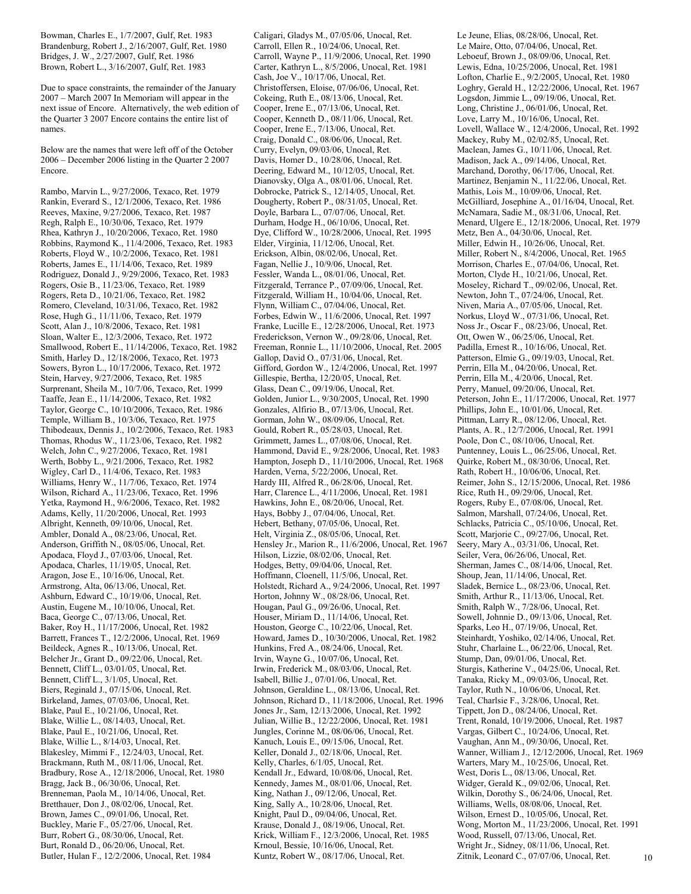Bowman, Charles E., 1/7/2007, Gulf, Ret. 1983
Brandenburg, Robert J., 2/16/2007, Gulf, Ret. 1980
Bridges, J. W., 2/27/2007, Gulf, Ret. 1986
Brown, Robert L., 3/16/2007, Gulf, Ret. 1983

Due to space constraints, the remainder of the January 2007 – March 2007 In Memoriam will appear in the next issue of Encore. Alternatively, the web edition of the Quarter 3 2007 Encore contains the entire list of names.

Below are the names that were left off of the October 2006 – December 2006 listing in the Quarter 2 2007 Encore.

Rambo, Marvin L., 9/27/2006, Texaco, Ret. 1979
Rankin, Everard S., 12/1/2006, Texaco, Ret. 1986
Reeves, Maxine, 9/27/2006, Texaco, Ret. 1987
Regh, Ralph E., 10/30/06, Texaco, Ret. 1979
Rhea, Kathryn J., 10/20/2006, Texaco, Ret. 1980
Robbins, Raymond K., 11/4/2006, Texaco, Ret. 1983
Roberts, Floyd W., 10/2/2006, Texaco, Ret. 1981
Roberts, James E., 11/14/06, Texaco, Ret. 1989
Rodriguez, Donald J., 9/29/2006, Texaco, Ret. 1983
Rogers, Osie B., 11/23/06, Texaco, Ret. 1989
Rogers, Reta D., 10/21/06, Texaco, Ret. 1982
Romero, Cleveland, 10/31/06, Texaco, Ret. 1982
Rose, Hugh G., 11/11/06, Texaco, Ret. 1979
Scott, Alan J., 10/8/2006, Texaco, Ret. 1981
Sloan, Walter E., 12/3/2006, Texaco, Ret. 1972
Smallwood, Robert E., 11/14/2006, Texaco, Ret. 1982
Smith, Harley D., 12/18/2006, Texaco, Ret. 1973
Sowers, Byron L., 10/17/2006, Texaco, Ret. 1972
Stein, Harvey, 9/27/2006, Texaco, Ret. 1985
Surprenant, Sheila M., 10/7/06, Texaco, Ret. 1999
Taaffe, Jean E., 11/14/2006, Texaco, Ret. 1982
Taylor, George C., 10/10/2006, Texaco, Ret. 1986
Temple, William B., 10/3/06, Texaco, Ret. 1975
Thibodeaux, Dennis J., 10/2/2006, Texaco, Ret. 1983
Thomas, Rhodus W., 11/23/06, Texaco, Ret. 1982
Welch, John C., 9/27/2006, Texaco, Ret. 1981
Werth, Bobby L., 9/21/2006, Texaco, Ret. 1982
Wigley, Carl D., 11/4/06, Texaco, Ret. 1983
Williams, Henry W., 11/7/06, Texaco, Ret. 1974
Wilson, Richard A., 11/23/06, Texaco, Ret. 1996
Yetka, Raymond H., 9/6/2006, Texaco, Ret. 1982
Adams, Kelly, 11/20/2006, Unocal, Ret. 1993
Albright, Kenneth, 09/10/06, Unocal, Ret.
Ambler, Donald A., 08/23/06, Unocal, Ret.
Anderson, Griffith N., 08/05/06, Unocal, Ret.
Apodaca, Floyd J., 07/03/06, Unocal, Ret.
Apodaca, Charles, 11/19/05, Unocal, Ret.
Aragon, Jose E., 10/16/06, Unocal, Ret.
Armstrong, Alta, 06/13/06, Unocal, Ret.
Ashburn, Edward C., 10/19/06, Unocal, Ret.
Austin, Eugene M., 10/10/06, Unocal, Ret.
Baca, George C., 07/13/06, Unocal, Ret.
Baker, Roy H., 11/17/2006, Unocal, Ret. 1982
Barrett, Frances T., 12/2/2006, Unocal, Ret. 1969
Beildeck, Agnes R., 10/13/06, Unocal, Ret.
Belcher Jr., Grant D., 09/22/06, Unocal, Ret.
Bennett, Cliff L., 03/01/05, Unocal, Ret.
Bennett, Cliff L., 3/1/05, Unocal, Ret.
Biers, Reginald J., 07/15/06, Unocal, Ret.
Birkeland, James, 07/03/06, Unocal, Ret.
Blake, Paul E., 10/21/06, Unocal, Ret.
Blake, Willie L., 08/14/03, Unocal, Ret.
Blake, Paul E., 10/21/06, Unocal, Ret.
Blake, Willie L., 8/14/03, Unocal, Ret.
Blakesley, Mimmi F., 12/24/03, Unocal, Ret.
Brackmann, Ruth M., 08/11/06, Unocal, Ret.
Bradbury, Rose A., 12/18/2006, Unocal, Ret. 1980
Bragg, Jack B., 06/30/06, Unocal, Ret.
Brenneman, Paola M., 10/14/06, Unocal, Ret.
Bretthauer, Don J., 08/02/06, Unocal, Ret.
Brown, James C., 09/01/06, Unocal, Ret.
Buckley, Marie F., 05/27/06, Unocal, Ret.
Burr, Robert G., 08/30/06, Unocal, Ret.
Burt, Ronald D., 06/20/06, Unocal, Ret.
Butler, Hulan F., 12/2/2006, Unocal, Ret. 1984
Caligari, Gladys M., 07/05/06, Unocal, Ret.
Carroll, Ellen R., 10/24/06, Unocal, Ret.
Carroll, Wayne P., 11/9/2006, Unocal, Ret. 1990
Carter, Kathryn L., 8/5/2006, Unocal, Ret. 1981
Cash, Joe V., 10/17/06, Unocal, Ret.
Christoffersen, Eloise, 07/06/06, Unocal, Ret.
Cokeing, Ruth E., 08/13/06, Unocal, Ret.
Cooper, Irene E., 07/13/06, Unocal, Ret.
Cooper, Kenneth D., 08/11/06, Unocal, Ret.
Cooper, Irene E., 7/13/06, Unocal, Ret.
Craig, Donald C., 08/06/06, Unocal, Ret.
Curry, Evelyn, 09/03/06, Unocal, Ret.
Davis, Homer D., 10/28/06, Unocal, Ret.
Deering, Edward M., 10/12/05, Unocal, Ret.
Dianovsky, Olga A., 08/01/06, Unocal, Ret.
Dobrocke, Patrick S., 12/14/05, Unocal, Ret.
Dougherty, Robert P., 08/31/05, Unocal, Ret.
Doyle, Barbara L., 07/07/06, Unocal, Ret.
Durham, Hodge H., 06/10/06, Unocal, Ret.
Dye, Clifford W., 10/28/2006, Unocal, Ret. 1995
Elder, Virginia, 11/12/06, Unocal, Ret.
Erickson, Albin, 08/02/06, Unocal, Ret.
Fagan, Nellie J., 10/9/06, Unocal, Ret.
Fessler, Wanda L., 08/01/06, Unocal, Ret.
Fitzgerald, Terrance P., 07/09/06, Unocal, Ret.
Fitzgerald, William H., 10/04/06, Unocal, Ret.
Flynn, William C., 07/04/06, Unocal, Ret.
Forbes, Edwin W., 11/6/2006, Unocal, Ret. 1997
Franke, Lucille E., 12/28/2006, Unocal, Ret. 1973
Frederickson, Vernon W., 09/28/06, Unocal, Ret.
Freeman, Ronnie L., 11/10/2006, Unocal, Ret. 2005
Gallop, David O., 07/31/06, Unocal, Ret.
Gifford, Gordon W., 12/4/2006, Unocal, Ret. 1997
Gillespie, Bertha, 12/20/05, Unocal, Ret.
Glass, Dean C., 09/19/06, Unocal, Ret.
Golden, Junior L., 9/30/2005, Unocal, Ret. 1990
Gonzales, Alfirio B., 07/13/06, Unocal, Ret.
Gorman, John W., 08/09/06, Unocal, Ret.
Gould, Robert R., 05/28/03, Unocal, Ret.
Grimmett, James L., 07/08/06, Unocal, Ret.
Hammond, David E., 9/28/2006, Unocal, Ret. 1983
Hampton, Joseph D., 11/10/2006, Unocal, Ret. 1968
Harden, Verna, 5/22/2006, Unocal, Ret.
Hardy III, Alfred R., 06/28/06, Unocal, Ret.
Harr, Clarence L., 4/11/2006, Unocal, Ret. 1981
Hawkins, John E., 08/20/06, Unocal, Ret.
Hays, Bobby J., 07/04/06, Unocal, Ret.
Hebert, Bethany, 07/05/06, Unocal, Ret.
Helt, Virginia Z., 08/05/06, Unocal, Ret.
Hensley Jr., Marion R., 11/6/2006, Unocal, Ret. 1967
Hilson, Lizzie, 08/02/06, Unocal, Ret.
Hodges, Betty, 09/04/06, Unocal, Ret.
Hoffmann, Cloenell, 11/5/06, Unocal, Ret.
Holstedt, Richard A., 9/24/2006, Unocal, Ret. 1997
Horton, Johnny W., 08/28/06, Unocal, Ret.
Hougan, Paul G., 09/26/06, Unocal, Ret.
Houser, Miriam D., 11/14/06, Unocal, Ret.
Houston, George C., 10/22/06, Unocal, Ret.
Howard, James D., 10/30/2006, Unocal, Ret. 1982
Hunkins, Fred A., 08/24/06, Unocal, Ret.
Irvin, Wayne G., 10/07/06, Unocal, Ret.
Irwin, Frederick M., 08/03/06, Unocal, Ret.
Isabell, Billie J., 07/01/06, Unocal, Ret.
Johnson, Geraldine L., 08/13/06, Unocal, Ret.
Johnson, Richard D., 11/18/2006, Unocal, Ret. 1996
Jones Jr., Sam, 12/13/2006, Unocal, Ret. 1992
Julian, Willie B., 12/22/2006, Unocal, Ret. 1981
Jungles, Corinne M., 08/06/06, Unocal, Ret.
Kanuch, Louis E., 09/15/06, Unocal, Ret.
Keller, Donald J., 02/18/06, Unocal, Ret.
Kelly, Charles, 6/1/05, Unocal, Ret.
Kendall Jr., Edward, 10/08/06, Unocal, Ret.
Kennedy, James M., 08/01/06, Unocal, Ret.
King, Nathan J., 09/12/06, Unocal, Ret.
King, Sally A., 10/28/06, Unocal, Ret.
Knight, Paul D., 09/04/06, Unocal, Ret.
Krause, Donald J., 08/19/06, Unocal, Ret.
Krick, William F., 12/3/2006, Unocal, Ret. 1985
Krnoul, Bessie, 10/16/06, Unocal, Ret.
Kuntz, Robert W., 08/17/06, Unocal, Ret.
Le Jeune, Elias, 08/28/06, Unocal, Ret.
Le Maire, Otto, 07/04/06, Unocal, Ret.
Leboeuf, Brown J., 08/09/06, Unocal, Ret.
Lewis, Edna, 10/25/2006, Unocal, Ret. 1981
Lofton, Charlie E., 9/2/2005, Unocal, Ret. 1980
Loghry, Gerald H., 12/22/2006, Unocal, Ret. 1967
Logsdon, Jimmie L., 09/19/06, Unocal, Ret.
Long, Christine J., 06/01/06, Unocal, Ret.
Love, Larry M., 10/16/06, Unocal, Ret.
Lovell, Wallace W., 12/4/2006, Unocal, Ret. 1992
Mackey, Ruby M., 02/02/85, Unocal, Ret.
Maclean, James G., 10/11/06, Unocal, Ret.
Madison, Jack A., 09/14/06, Unocal, Ret.
Marchand, Dorothy, 06/17/06, Unocal, Ret.
Martinez, Benjamin N., 11/22/06, Unocal, Ret.
Mathis, Lois M., 10/09/06, Unocal, Ret.
McGilliard, Josephine A., 01/16/04, Unocal, Ret.
McNamara, Sadie M., 08/31/06, Unocal, Ret.
Menard, Ulgere E., 12/18/2006, Unocal, Ret. 1979
Metz, Ben A., 04/30/06, Unocal, Ret.
Miller, Edwin H., 10/26/06, Unocal, Ret.
Miller, Robert N., 8/4/2006, Unocal, Ret. 1965
Morrison, Charles E., 07/04/06, Unocal, Ret.
Morton, Clyde H., 10/21/06, Unocal, Ret.
Moseley, Richard T., 09/02/06, Unocal, Ret.
Newton, John T., 07/24/06, Unocal, Ret.
Niven, Maria A., 07/05/06, Unocal, Ret.
Norkus, Lloyd W., 07/31/06, Unocal, Ret.
Noss Jr., Oscar F., 08/23/06, Unocal, Ret.
Ott, Owen W., 06/25/06, Unocal, Ret.
Padilla, Ernest R., 10/16/06, Unocal, Ret.
Patterson, Elmie G., 09/19/03, Unocal, Ret.
Perrin, Ella M., 04/20/06, Unocal, Ret.
Perrin, Ella M., 4/20/06, Unocal, Ret.
Perry, Manuel, 09/20/06, Unocal, Ret.
Peterson, John E., 11/17/2006, Unocal, Ret. 1977
Phillips, John E., 10/01/06, Unocal, Ret.
Pittman, Larry R., 08/12/06, Unocal, Ret.
Plants, A. R., 12/7/2006, Unocal, Ret. 1991
Poole, Don C., 08/10/06, Unocal, Ret.
Puntenney, Louis L., 06/25/06, Unocal, Ret.
Quirke, Robert M., 08/30/06, Unocal, Ret.
Rath, Robert H., 10/06/06, Unocal, Ret.
Reimer, John S., 12/15/2006, Unocal, Ret. 1986
Rice, Ruth H., 09/29/06, Unocal, Ret.
Rogers, Ruby E., 07/08/06, Unocal, Ret.
Salmon, Marshall, 07/24/06, Unocal, Ret.
Schlacks, Patricia C., 05/10/06, Unocal, Ret.
Scott, Marjorie C., 09/27/06, Unocal, Ret.
Seery, Mary A., 03/31/06, Unocal, Ret.
Seiler, Vera, 06/26/06, Unocal, Ret.
Sherman, James C., 08/14/06, Unocal, Ret.
Shoup, Jean, 11/14/06, Unocal, Ret.
Sladek, Bernice L., 08/23/06, Unocal, Ret.
Smith, Arthur R., 11/13/06, Unocal, Ret.
Smith, Ralph W., 7/28/06, Unocal, Ret.
Sowell, Johnnie D., 09/13/06, Unocal, Ret.
Sparks, Leo H., 07/19/06, Unocal, Ret.
Steinhardt, Yoshiko, 02/14/06, Unocal, Ret.
Stuhr, Charlaine L., 06/22/06, Unocal, Ret.
Stump, Dan, 09/01/06, Unocal, Ret.
Sturgis, Katherine V., 04/25/06, Unocal, Ret.
Tanaka, Ricky M., 09/03/06, Unocal, Ret.
Taylor, Ruth N., 10/06/06, Unocal, Ret.
Teal, Charlsie F., 3/28/06, Unocal, Ret.
Tippett, Jon D., 08/24/06, Unocal, Ret.
Trent, Ronald, 10/19/2006, Unocal, Ret. 1987
Vargas, Gilbert C., 10/24/06, Unocal, Ret.
Vaughan, Ann M., 09/30/06, Unocal, Ret.
Wanner, William J., 12/12/2006, Unocal, Ret. 1969
Warters, Mary M., 10/25/06, Unocal, Ret.
West, Doris L., 08/13/06, Unocal, Ret.
Widger, Gerald K., 09/02/06, Unocal, Ret.
Wilkin, Dorothy S., 06/24/06, Unocal, Ret.
Williams, Wells, 08/08/06, Unocal, Ret.
Wilson, Ernest D., 10/05/06, Unocal, Ret.
Wong, Morton M., 11/23/2006, Unocal, Ret. 1991
Wood, Russell, 07/13/06, Unocal, Ret.
Wright Jr., Sidney, 08/11/06, Unocal, Ret.
Zitnik, Leonard C., 07/07/06, Unocal, Ret.